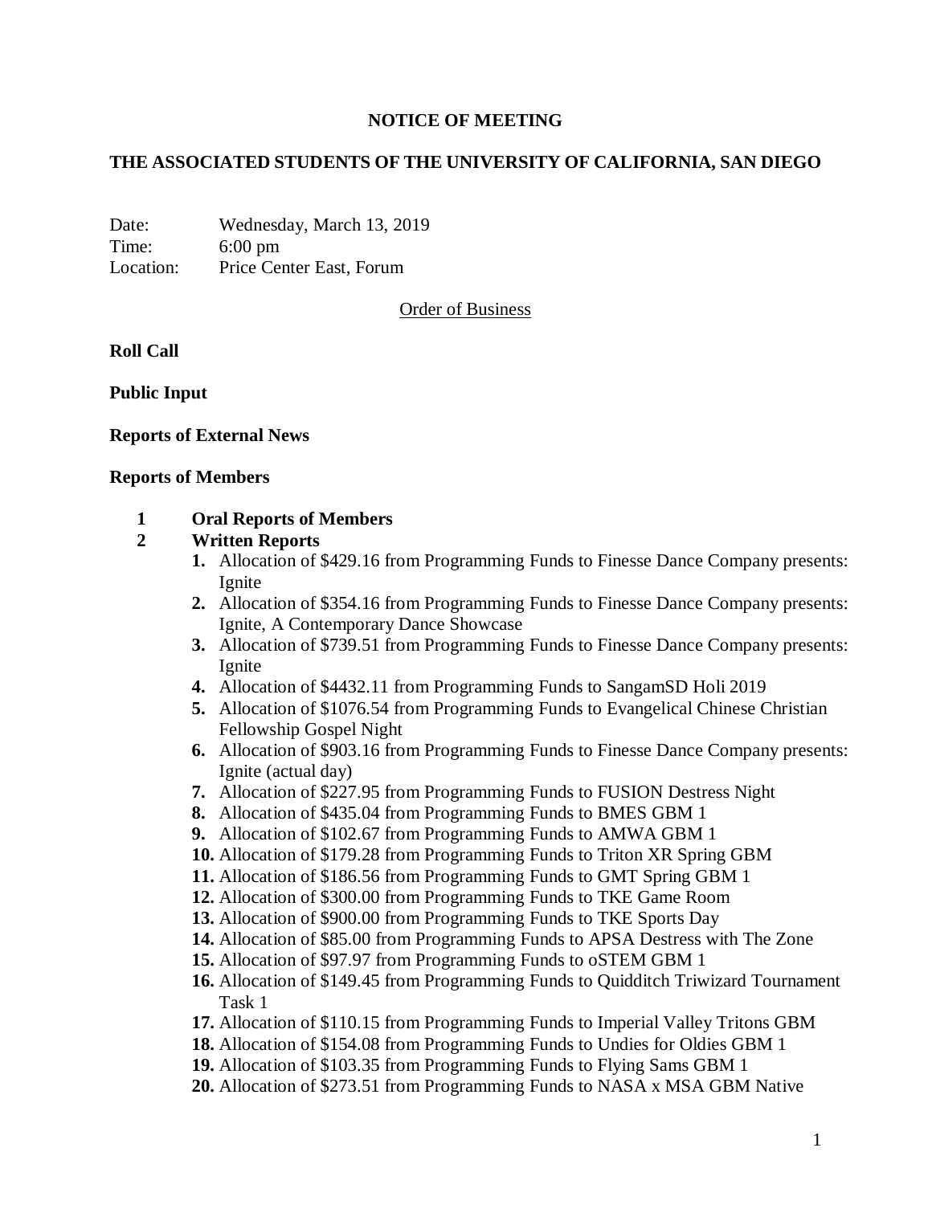# NOTICE OF MEETING

## THE ASSOCIATED STUDENTS OF THE UNIVERSITY OF CALIFORNIA, SAN DIEGO

Date: Wednesday, March 13, 2019
Time: 6:00 pm
Location: Price Center East, Forum

Order of Business

**Roll Call**

**Public Input**

**Reports of External News**

**Reports of Members**

**1 Oral Reports of Members**

**2 Written Reports**

1. Allocation of $429.16 from Programming Funds to Finesse Dance Company presents: Ignite
2. Allocation of $354.16 from Programming Funds to Finesse Dance Company presents: Ignite, A Contemporary Dance Showcase
3. Allocation of $739.51 from Programming Funds to Finesse Dance Company presents: Ignite
4. Allocation of $4432.11 from Programming Funds to SangamSD Holi 2019
5. Allocation of $1076.54 from Programming Funds to Evangelical Chinese Christian Fellowship Gospel Night
6. Allocation of $903.16 from Programming Funds to Finesse Dance Company presents: Ignite (actual day)
7. Allocation of $227.95 from Programming Funds to FUSION Destress Night
8. Allocation of $435.04 from Programming Funds to BMES GBM 1
9. Allocation of $102.67 from Programming Funds to AMWA GBM 1
10. Allocation of $179.28 from Programming Funds to Triton XR Spring GBM
11. Allocation of $186.56 from Programming Funds to GMT Spring GBM 1
12. Allocation of $300.00 from Programming Funds to TKE Game Room
13. Allocation of $900.00 from Programming Funds to TKE Sports Day
14. Allocation of $85.00 from Programming Funds to APSA Destress with The Zone
15. Allocation of $97.97 from Programming Funds to oSTEM GBM 1
16. Allocation of $149.45 from Programming Funds to Quidditch Triwizard Tournament Task 1
17. Allocation of $110.15 from Programming Funds to Imperial Valley Tritons GBM
18. Allocation of $154.08 from Programming Funds to Undies for Oldies GBM 1
19. Allocation of $103.35 from Programming Funds to Flying Sams GBM 1
20. Allocation of $273.51 from Programming Funds to NASA x MSA GBM Native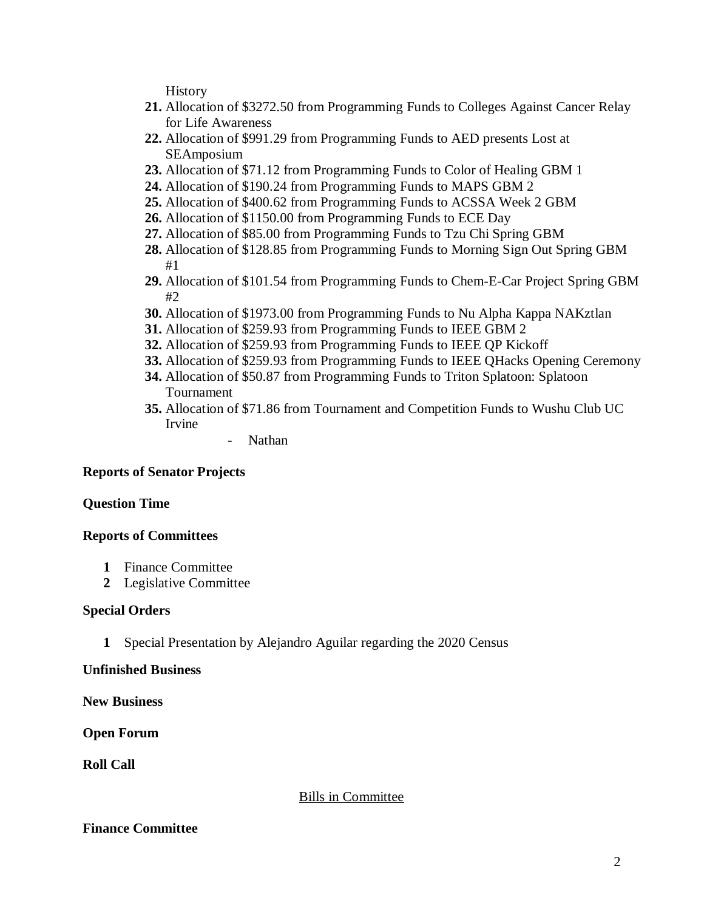History

21. Allocation of $3272.50 from Programming Funds to Colleges Against Cancer Relay for Life Awareness
22. Allocation of $991.29 from Programming Funds to AED presents Lost at SEAmposium
23. Allocation of $71.12 from Programming Funds to Color of Healing GBM 1
24. Allocation of $190.24 from Programming Funds to MAPS GBM 2
25. Allocation of $400.62 from Programming Funds to ACSSA Week 2 GBM
26. Allocation of $1150.00 from Programming Funds to ECE Day
27. Allocation of $85.00 from Programming Funds to Tzu Chi Spring GBM
28. Allocation of $128.85 from Programming Funds to Morning Sign Out Spring GBM #1
29. Allocation of $101.54 from Programming Funds to Chem-E-Car Project Spring GBM #2
30. Allocation of $1973.00 from Programming Funds to Nu Alpha Kappa NAKztlan
31. Allocation of $259.93 from Programming Funds to IEEE GBM 2
32. Allocation of $259.93 from Programming Funds to IEEE QP Kickoff
33. Allocation of $259.93 from Programming Funds to IEEE QHacks Opening Ceremony
34. Allocation of $50.87 from Programming Funds to Triton Splatoon: Splatoon Tournament
35. Allocation of $71.86 from Tournament and Competition Funds to Wushu Club UC Irvine

    - Nathan

**Reports of Senator Projects**

**Question Time**

**Reports of Committees**

1. Finance Committee
2. Legislative Committee

**Special Orders**

1. Special Presentation by Alejandro Aguilar regarding the 2020 Census

**Unfinished Business**

**New Business**

**Open Forum**

**Roll Call**

<u>Bills in Committee</u>

**Finance Committee**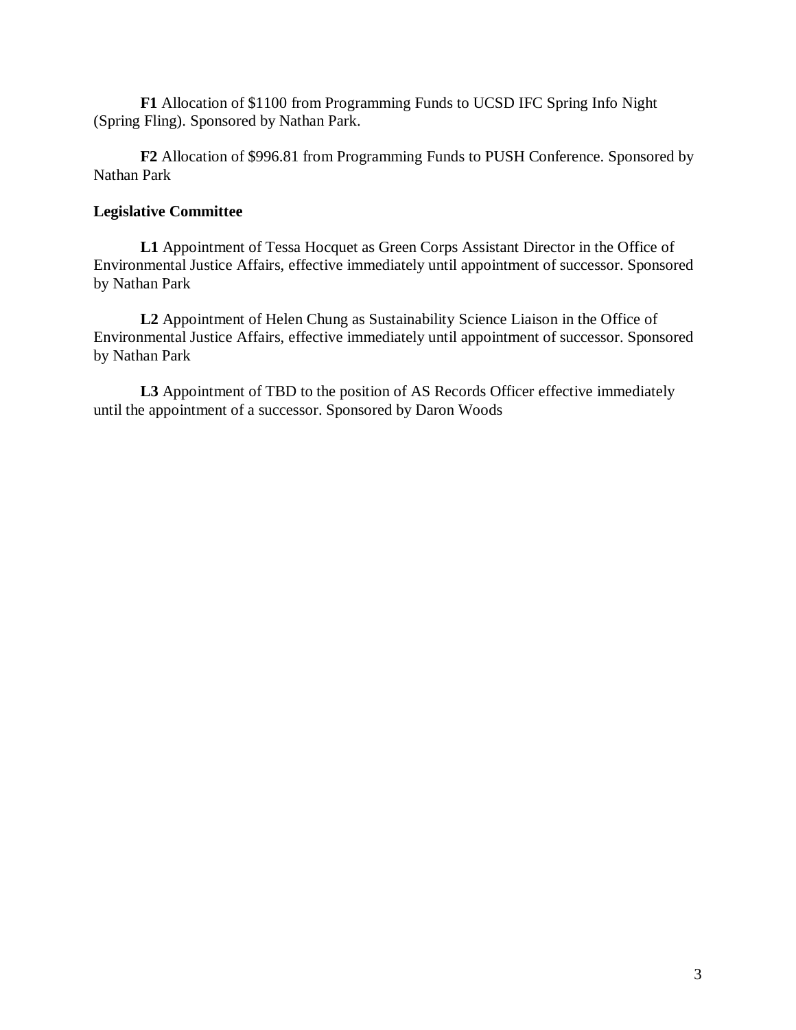**F1** Allocation of $1100 from Programming Funds to UCSD IFC Spring Info Night (Spring Fling). Sponsored by Nathan Park.

**F2** Allocation of $996.81 from Programming Funds to PUSH Conference. Sponsored by Nathan Park

**Legislative Committee**

**L1** Appointment of Tessa Hocquet as Green Corps Assistant Director in the Office of Environmental Justice Affairs, effective immediately until appointment of successor. Sponsored by Nathan Park

**L2** Appointment of Helen Chung as Sustainability Science Liaison in the Office of Environmental Justice Affairs, effective immediately until appointment of successor. Sponsored by Nathan Park

**L3** Appointment of TBD to the position of AS Records Officer effective immediately until the appointment of a successor. Sponsored by Daron Woods